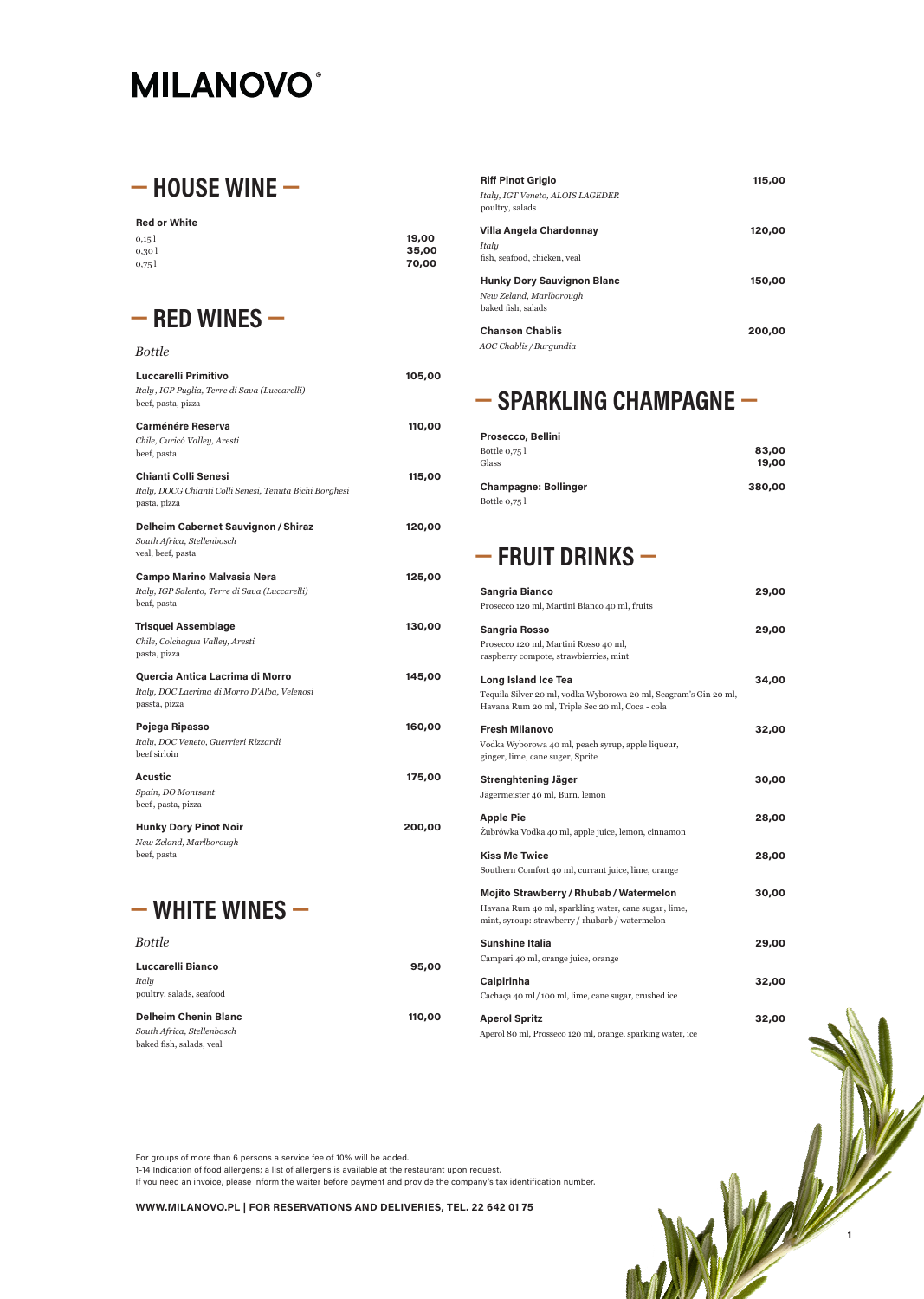MILANOVO®

## — HOUSE WINE —

**Red or White**

| | |
|---|---|
| 0,15 l | **19,00** |
| 0,30 l | **35,00** |
| 0,75 l | **70,00** |

## — RED WINES —

*Bottle*

**Luccarelli Primitivo** — **105,00**
*Italy , IGP Puglia, Terre di Sava (Luccarelli)*
beef, pasta, pizza

**Carménére Reserva** — **110,00**
*Chile, Curicó Valley, Aresti*
beef, pasta

**Chianti Colli Senesi** — **115,00**
*Italy, DOCG Chianti Colli Senesi, Tenuta Bichi Borghesi*
pasta, pizza

**Delheim Cabernet Sauvignon / Shiraz** — **120,00**
*South Africa, Stellenbosch*
veal, beef, pasta

**Campo Marino Malvasia Nera** — **125,00**
*Italy, IGP Salento, Terre di Sava (Luccarelli)*
beaf, pasta

**Trisquel Assemblage** — **130,00**
*Chile, Colchagua Valley, Aresti*
pasta, pizza

**Quercia Antica Lacrima di Morro** — **145,00**
*Italy, DOC Lacrima di Morro D'Alba, Velenosi*
passta, pizza

**Pojega Ripasso** — **160,00**
*Italy, DOC Veneto, Guerrieri Rizzardi*
beef sirloin

**Acustic** — **175,00**
*Spain, DO Montsant*
beef , pasta, pizza

**Hunky Dory Pinot Noir** — **200,00**
*New Zeland, Marlborough*
beef, pasta

## — WHITE WINES —

*Bottle*

**Luccarelli Bianco** — **95,00**
*Italy*
poultry, salads, seafood

**Delheim Chenin Blanc** — **110,00**
*South Africa, Stellenbosch*
baked fish, salads, veal

**Riff Pinot Grigio** — **115,00**
*Italy, IGT Veneto, ALOIS LAGEDER*
poultry, salads

**Villa Angela Chardonnay** — **120,00**
*Italy*
fish, seafood, chicken, veal

**Hunky Dory Sauvignon Blanc** — **150,00**
*New Zeland, Marlborough*
baked fish, salads

**Chanson Chablis** — **200,00**
*AOC Chablis / Burgundia*

## — SPARKLING CHAMPAGNE —

**Prosecco, Bellini**

| | |
|---|---|
| Bottle 0,75 l | **83,00** |
| Glass | **19,00** |

**Champagne: Bollinger** — **380,00**
Bottle 0,75 l

## — FRUIT DRINKS —

**Sangria Bianco** — **29,00**
Prosecco 120 ml, Martini Bianco 40 ml, fruits

**Sangria Rosso** — **29,00**
Prosecco 120 ml, Martini Rosso 40 ml, raspberry compote, strawbierries, mint

**Long Island Ice Tea** — **34,00**
Tequila Silver 20 ml, vodka Wyborowa 20 ml, Seagram's Gin 20 ml, Havana Rum 20 ml, Triple Sec 20 ml, Coca - cola

**Fresh Milanovo** — **32,00**
Vodka Wyborowa 40 ml, peach syrup, apple liqueur, ginger, lime, cane suger, Sprite

**Strenghtening Jäger** — **30,00**
Jägermeister 40 ml, Burn, lemon

**Apple Pie** — **28,00**
Żubrówka Vodka 40 ml, apple juice, lemon, cinnamon

**Kiss Me Twice** — **28,00**
Southern Comfort 40 ml, currant juice, lime, orange

**Mojito Strawberry / Rhubab / Watermelon** — **30,00**
Havana Rum 40 ml, sparkling water, cane sugar , lime, mint, syroup: strawberry / rhubarb / watermelon

**Sunshine Italia** — **29,00**
Campari 40 ml, orange juice, orange

**Caipirinha** — **32,00**
Cachaça 40 ml / 100 ml, lime, cane sugar, crushed ice

**Aperol Spritz** — **32,00**
Aperol 80 ml, Prosseco 120 ml, orange, sparking water, ice

For groups of more than 6 persons a service fee of 10% will be added.
1-14 Indication of food allergens; a list of allergens is available at the restaurant upon request.
If you need an invoice, please inform the waiter before payment and provide the company's tax identification number.

**WWW.MILANOVO.PL | FOR RESERVATIONS AND DELIVERIES, TEL. 22 642 01 75**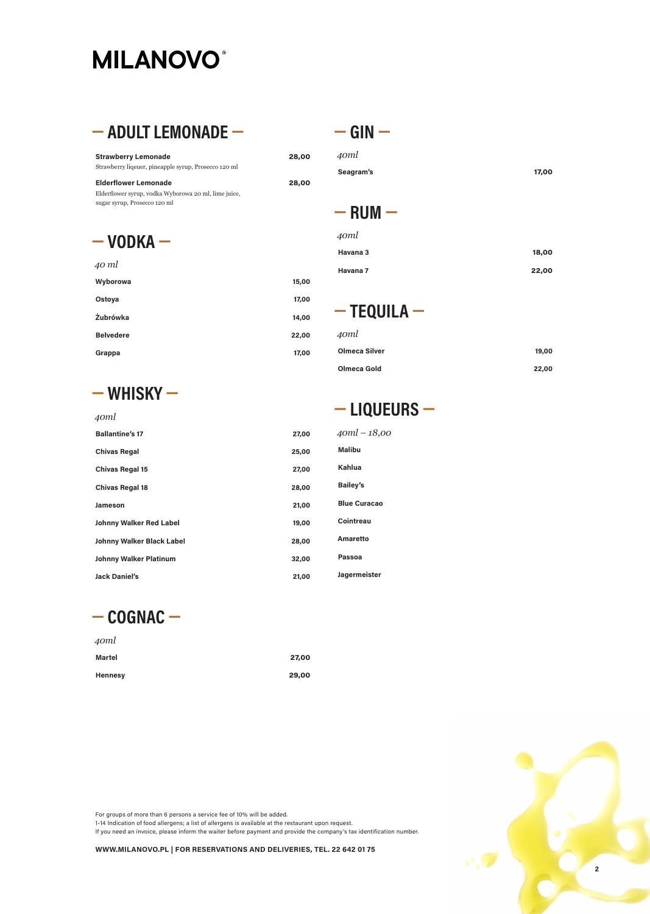# MILANOVO®

## — ADULT LEMONADE —

| | |
|---|---|
| **Strawberry Lemonade**<br>Strawberry liqueur, pineapple syrup, Prosecco 120 ml | **28,00** |
| **Elderflower Lemonade**<br>Elderflower syrup, vodka Wyborowa 20 ml, lime juice, sugar syrup, Prosecco 120 ml | **28,00** |

## — VODKA —

*40 ml*

| | |
|---|---|
| **Wyborowa** | **15,00** |
| **Ostoya** | **17,00** |
| **Żubrówka** | **14,00** |
| **Belvedere** | **22,00** |
| **Grappa** | **17,00** |

## — WHISKY —

*40ml*

| | |
|---|---|
| **Ballantine's 17** | **27,00** |
| **Chivas Regal** | **25,00** |
| **Chivas Regal 15** | **27,00** |
| **Chivas Regal 18** | **28,00** |
| **Jameson** | **21,00** |
| **Johnny Walker Red Label** | **19,00** |
| **Johnny Walker Black Label** | **28,00** |
| **Johnny Walker Platinum** | **32,00** |
| **Jack Daniel's** | **21,00** |

## — COGNAC —

*40ml*

| | |
|---|---|
| **Martel** | **27,00** |
| **Hennesy** | **29,00** |

## — GIN —

*40ml*

| | |
|---|---|
| **Seagram's** | **17,00** |

## — RUM —

*40ml*

| | |
|---|---|
| **Havana 3** | **18,00** |
| **Havana 7** | **22,00** |

## — TEQUILA —

*40ml*

| | |
|---|---|
| **Olmeca Silver** | **19,00** |
| **Olmeca Gold** | **22,00** |

## — LIQUEURS —

*40ml – 18,00*

- **Malibu**
- **Kahlua**
- **Bailey's**
- **Blue Curacao**
- **Cointreau**
- **Amaretto**
- **Passoa**
- **Jagermeister**

For groups of more than 6 persons a service fee of 10% will be added.
1-14 Indication of food allergens; a list of allergens is available at the restaurant upon request.
If you need an invoice, please inform the waiter before payment and provide the company's tax identification number.

**WWW.MILANOVO.PL | FOR RESERVATIONS AND DELIVERIES, TEL. 22 642 01 75**